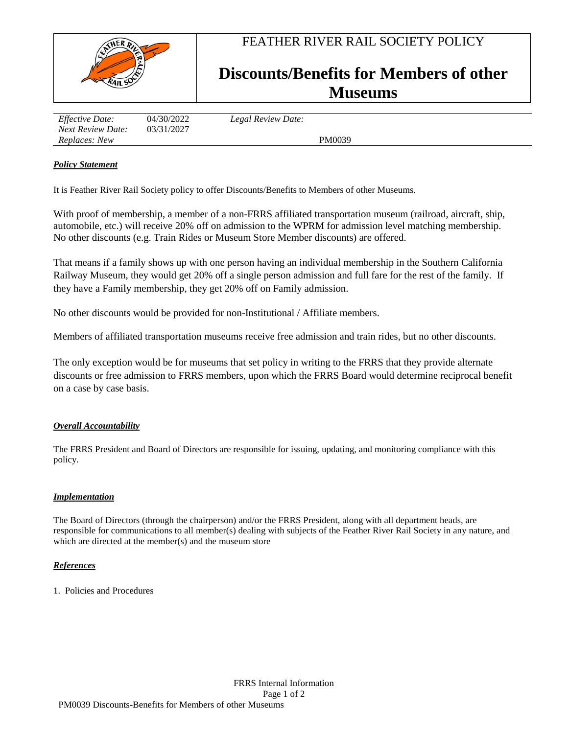# FEATHER RIVER RAIL SOCIETY POLICY

# Discounts/Benefits for Members of other Museums

| | | | |
|---|---|---|---|
| *Effective Date:* | 04/30/2022 | *Legal Review Date:* | |
| *Next Review Date:* | 03/31/2027 | | |
| *Replaces: New* | | | PM0039 |

## *Policy Statement*

It is Feather River Rail Society policy to offer Discounts/Benefits to Members of other Museums.

With proof of membership, a member of a non-FRRS affiliated transportation museum (railroad, aircraft, ship, automobile, etc.) will receive 20% off on admission to the WPRM for admission level matching membership. No other discounts (e.g. Train Rides or Museum Store Member discounts) are offered.

That means if a family shows up with one person having an individual membership in the Southern California Railway Museum, they would get 20% off a single person admission and full fare for the rest of the family. If they have a Family membership, they get 20% off on Family admission.

No other discounts would be provided for non-Institutional / Affiliate members.

Members of affiliated transportation museums receive free admission and train rides, but no other discounts.

The only exception would be for museums that set policy in writing to the FRRS that they provide alternate discounts or free admission to FRRS members, upon which the FRRS Board would determine reciprocal benefit on a case by case basis.

## *Overall Accountability*

The FRRS President and Board of Directors are responsible for issuing, updating, and monitoring compliance with this policy.

## *Implementation*

The Board of Directors (through the chairperson) and/or the FRRS President, along with all department heads, are responsible for communications to all member(s) dealing with subjects of the Feather River Rail Society in any nature, and which are directed at the member(s) and the museum store

## *References*

1. Policies and Procedures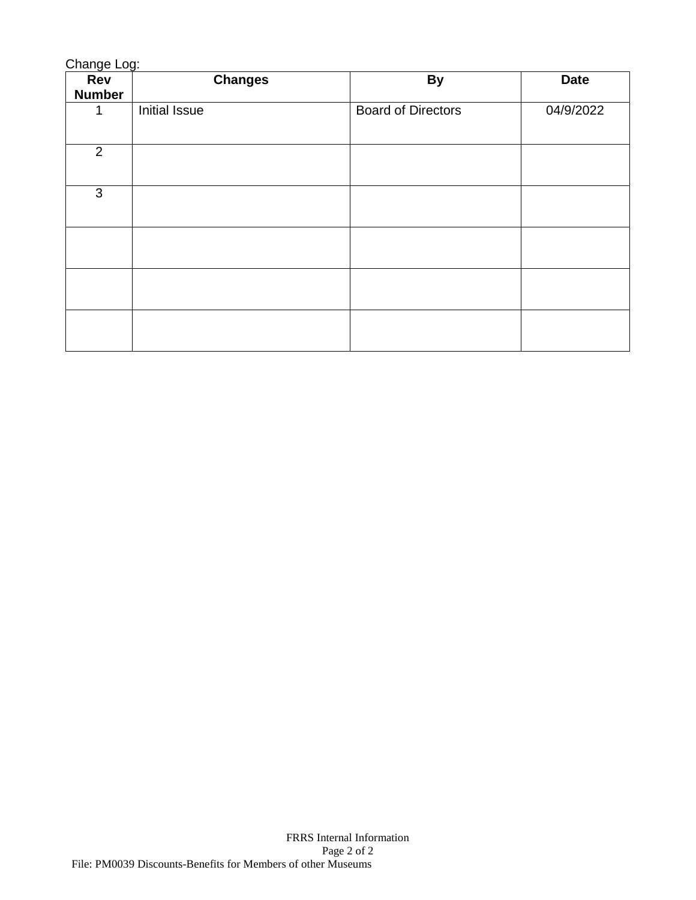Change Log:

| Rev Number | Changes | By | Date |
|---|---|---|---|
| 1 | Initial Issue | Board of Directors | 04/9/2022 |
| 2 | | | |
| 3 | | | |
| | | | |
| | | | |
| | | | |